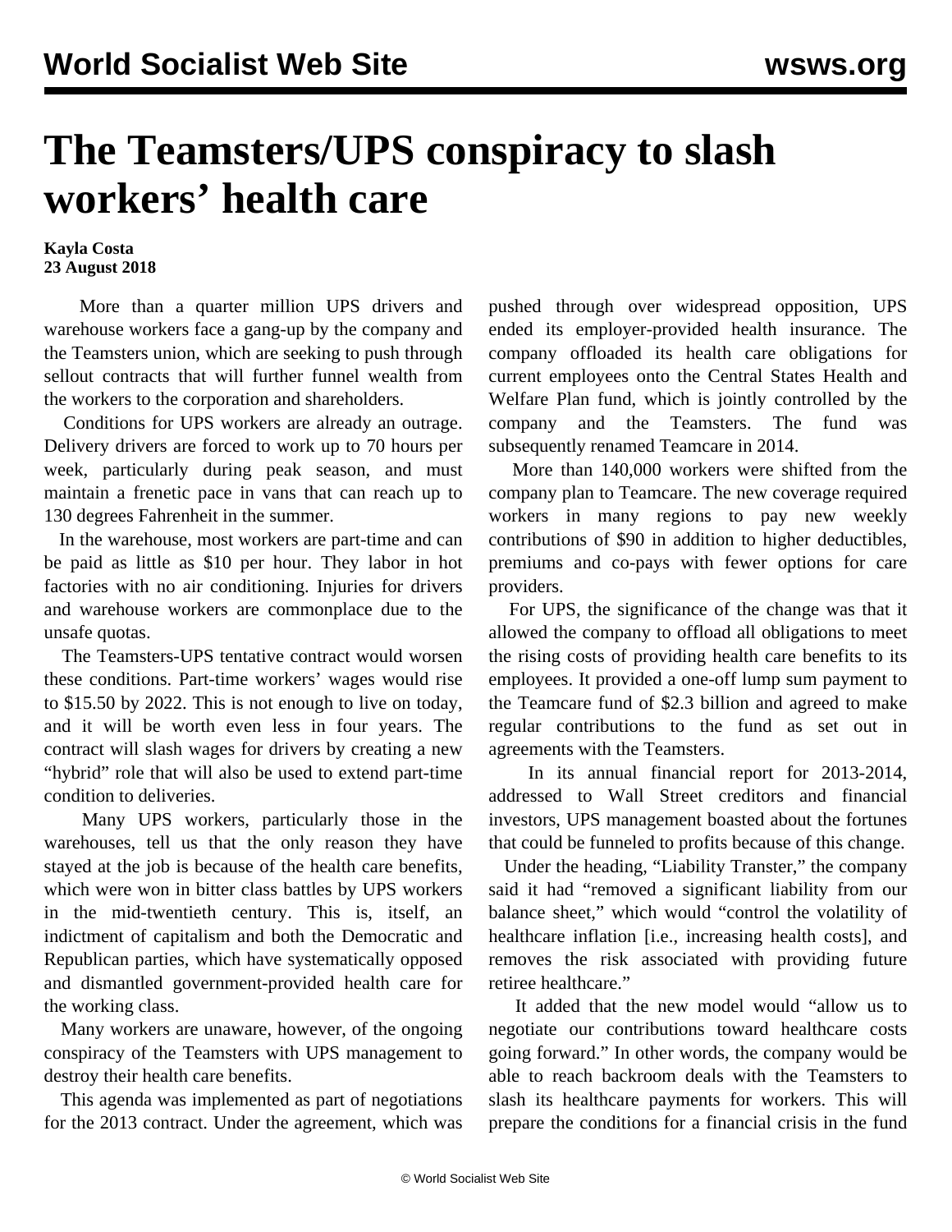# The Teamsters/UPS conspiracy to slash workers' health care

**Kayla Costa**
**23 August 2018**

More than a quarter million UPS drivers and warehouse workers face a gang-up by the company and the Teamsters union, which are seeking to push through sellout contracts that will further funnel wealth from the workers to the corporation and shareholders.

Conditions for UPS workers are already an outrage. Delivery drivers are forced to work up to 70 hours per week, particularly during peak season, and must maintain a frenetic pace in vans that can reach up to 130 degrees Fahrenheit in the summer.

In the warehouse, most workers are part-time and can be paid as little as $10 per hour. They labor in hot factories with no air conditioning. Injuries for drivers and warehouse workers are commonplace due to the unsafe quotas.

The Teamsters-UPS tentative contract would worsen these conditions. Part-time workers' wages would rise to $15.50 by 2022. This is not enough to live on today, and it will be worth even less in four years. The contract will slash wages for drivers by creating a new "hybrid" role that will also be used to extend part-time condition to deliveries.

Many UPS workers, particularly those in the warehouses, tell us that the only reason they have stayed at the job is because of the health care benefits, which were won in bitter class battles by UPS workers in the mid-twentieth century. This is, itself, an indictment of capitalism and both the Democratic and Republican parties, which have systematically opposed and dismantled government-provided health care for the working class.

Many workers are unaware, however, of the ongoing conspiracy of the Teamsters with UPS management to destroy their health care benefits.

This agenda was implemented as part of negotiations for the 2013 contract. Under the agreement, which was pushed through over widespread opposition, UPS ended its employer-provided health insurance. The company offloaded its health care obligations for current employees onto the Central States Health and Welfare Plan fund, which is jointly controlled by the company and the Teamsters. The fund was subsequently renamed Teamcare in 2014.

More than 140,000 workers were shifted from the company plan to Teamcare. The new coverage required workers in many regions to pay new weekly contributions of $90 in addition to higher deductibles, premiums and co-pays with fewer options for care providers.

For UPS, the significance of the change was that it allowed the company to offload all obligations to meet the rising costs of providing health care benefits to its employees. It provided a one-off lump sum payment to the Teamcare fund of $2.3 billion and agreed to make regular contributions to the fund as set out in agreements with the Teamsters.

In its annual financial report for 2013-2014, addressed to Wall Street creditors and financial investors, UPS management boasted about the fortunes that could be funneled to profits because of this change.

Under the heading, "Liability Transter," the company said it had "removed a significant liability from our balance sheet," which would "control the volatility of healthcare inflation [i.e., increasing health costs], and removes the risk associated with providing future retiree healthcare."

It added that the new model would "allow us to negotiate our contributions toward healthcare costs going forward." In other words, the company would be able to reach backroom deals with the Teamsters to slash its healthcare payments for workers. This will prepare the conditions for a financial crisis in the fund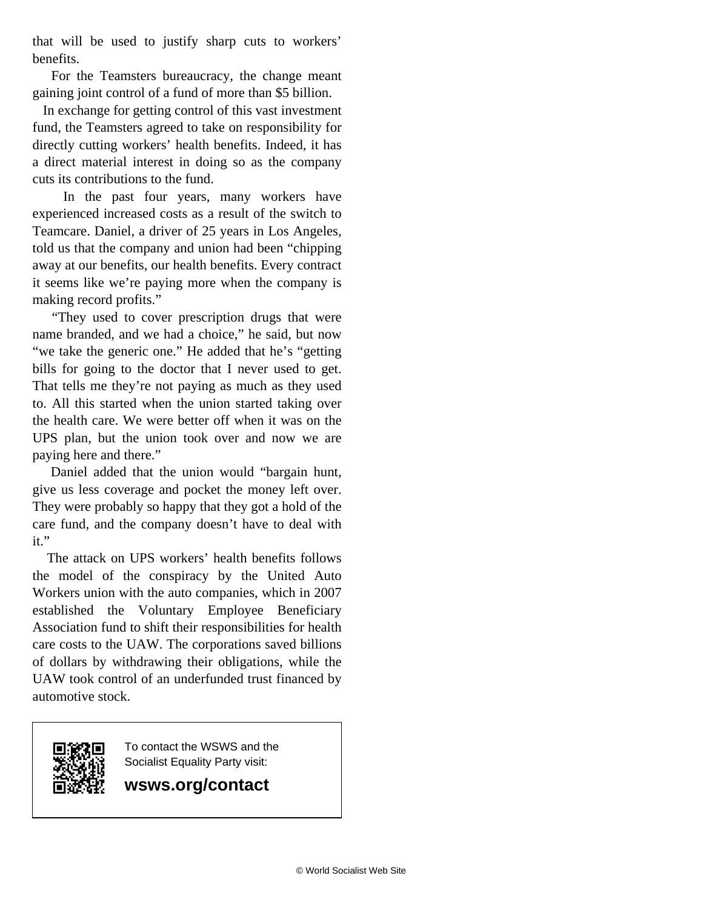that will be used to justify sharp cuts to workers' benefits.

For the Teamsters bureaucracy, the change meant gaining joint control of a fund of more than $5 billion.

In exchange for getting control of this vast investment fund, the Teamsters agreed to take on responsibility for directly cutting workers' health benefits. Indeed, it has a direct material interest in doing so as the company cuts its contributions to the fund.

In the past four years, many workers have experienced increased costs as a result of the switch to Teamcare. Daniel, a driver of 25 years in Los Angeles, told us that the company and union had been "chipping away at our benefits, our health benefits. Every contract it seems like we're paying more when the company is making record profits."

"They used to cover prescription drugs that were name branded, and we had a choice," he said, but now "we take the generic one." He added that he's "getting bills for going to the doctor that I never used to get. That tells me they're not paying as much as they used to. All this started when the union started taking over the health care. We were better off when it was on the UPS plan, but the union took over and now we are paying here and there."

Daniel added that the union would "bargain hunt, give us less coverage and pocket the money left over. They were probably so happy that they got a hold of the care fund, and the company doesn't have to deal with it."

The attack on UPS workers' health benefits follows the model of the conspiracy by the United Auto Workers union with the auto companies, which in 2007 established the Voluntary Employee Beneficiary Association fund to shift their responsibilities for health care costs to the UAW. The corporations saved billions of dollars by withdrawing their obligations, while the UAW took control of an underfunded trust financed by automotive stock.

To contact the WSWS and the Socialist Equality Party visit:

**wsws.org/contact**